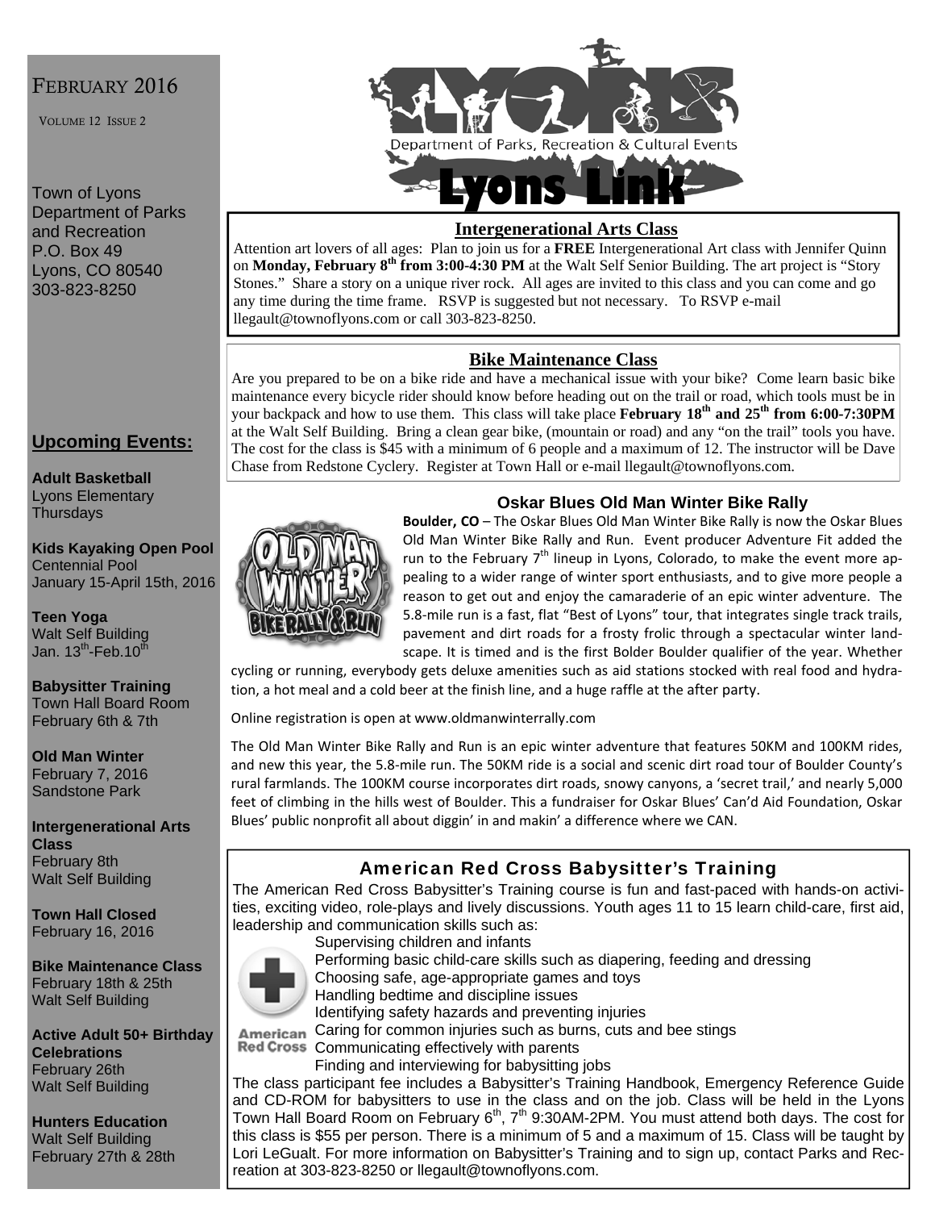FEBRUARY 2016

VOLUME 12 ISSUE 2

Town of Lyons
Department of Parks and Recreation
P.O. Box 49
Lyons, CO 80540
303-823-8250

Department of Parks, Recreation & Cultural Events

# Lyons Link

## Intergenerational Arts Class

Attention art lovers of all ages: Plan to join us for a **FREE** Intergenerational Art class with Jennifer Quinn on **Monday, February 8th from 3:00-4:30 PM** at the Walt Self Senior Building. The art project is "Story Stones." Share a story on a unique river rock. All ages are invited to this class and you can come and go any time during the time frame. RSVP is suggested but not necessary. To RSVP e-mail llegault@townoflyons.com or call 303-823-8250.

## Bike Maintenance Class

Are you prepared to be on a bike ride and have a mechanical issue with your bike? Come learn basic bike maintenance every bicycle rider should know before heading out on the trail or road, which tools must be in your backpack and how to use them. This class will take place **February 18th and 25th from 6:00-7:30PM** at the Walt Self Building. Bring a clean gear bike, (mountain or road) and any "on the trail" tools you have. The cost for the class is $45 with a minimum of 6 people and a maximum of 12. The instructor will be Dave Chase from Redstone Cyclery. Register at Town Hall or e-mail llegault@townoflyons.com.

## Oskar Blues Old Man Winter Bike Rally

**Boulder, CO** – The Oskar Blues Old Man Winter Bike Rally is now the Oskar Blues Old Man Winter Bike Rally and Run. Event producer Adventure Fit added the run to the February 7th lineup in Lyons, Colorado, to make the event more appealing to a wider range of winter sport enthusiasts, and to give more people a reason to get out and enjoy the camaraderie of an epic winter adventure. The 5.8-mile run is a fast, flat "Best of Lyons" tour, that integrates single track trails, pavement and dirt roads for a frosty frolic through a spectacular winter landscape. It is timed and is the first Bolder Boulder qualifier of the year. Whether cycling or running, everybody gets deluxe amenities such as aid stations stocked with real food and hydration, a hot meal and a cold beer at the finish line, and a huge raffle at the after party.

Online registration is open at www.oldmanwinterrally.com

The Old Man Winter Bike Rally and Run is an epic winter adventure that features 50KM and 100KM rides, and new this year, the 5.8-mile run. The 50KM ride is a social and scenic dirt road tour of Boulder County's rural farmlands. The 100KM course incorporates dirt roads, snowy canyons, a 'secret trail,' and nearly 5,000 feet of climbing in the hills west of Boulder. This a fundraiser for Oskar Blues' Can'd Aid Foundation, Oskar Blues' public nonprofit all about diggin' in and makin' a difference where we CAN.

## American Red Cross Babysitter's Training

The American Red Cross Babysitter's Training course is fun and fast-paced with hands-on activities, exciting video, role-plays and lively discussions. Youth ages 11 to 15 learn child-care, first aid, leadership and communication skills such as:

- Supervising children and infants
- Performing basic child-care skills such as diapering, feeding and dressing
- Choosing safe, age-appropriate games and toys
- Handling bedtime and discipline issues
- Identifying safety hazards and preventing injuries
- Caring for common injuries such as burns, cuts and bee stings
- Communicating effectively with parents
- Finding and interviewing for babysitting jobs

The class participant fee includes a Babysitter's Training Handbook, Emergency Reference Guide and CD-ROM for babysitters to use in the class and on the job. Class will be held in the Lyons Town Hall Board Room on February 6th, 7th 9:30AM-2PM. You must attend both days. The cost for this class is $55 per person. There is a minimum of 5 and a maximum of 15. Class will be taught by Lori LeGualt. For more information on Babysitter's Training and to sign up, contact Parks and Recreation at 303-823-8250 or llegault@townoflyons.com.

## Upcoming Events:

**Adult Basketball**
Lyons Elementary
Thursdays

**Kids Kayaking Open Pool**
Centennial Pool
January 15-April 15th, 2016

**Teen Yoga**
Walt Self Building
Jan. 13th-Feb.10th

**Babysitter Training**
Town Hall Board Room
February 6th & 7th

**Old Man Winter**
February 7, 2016
Sandstone Park

**Intergenerational Arts Class**
February 8th
Walt Self Building

**Town Hall Closed**
February 16, 2016

**Bike Maintenance Class**
February 18th & 25th
Walt Self Building

**Active Adult 50+ Birthday Celebrations**
February 26th
Walt Self Building

**Hunters Education**
Walt Self Building
February 27th & 28th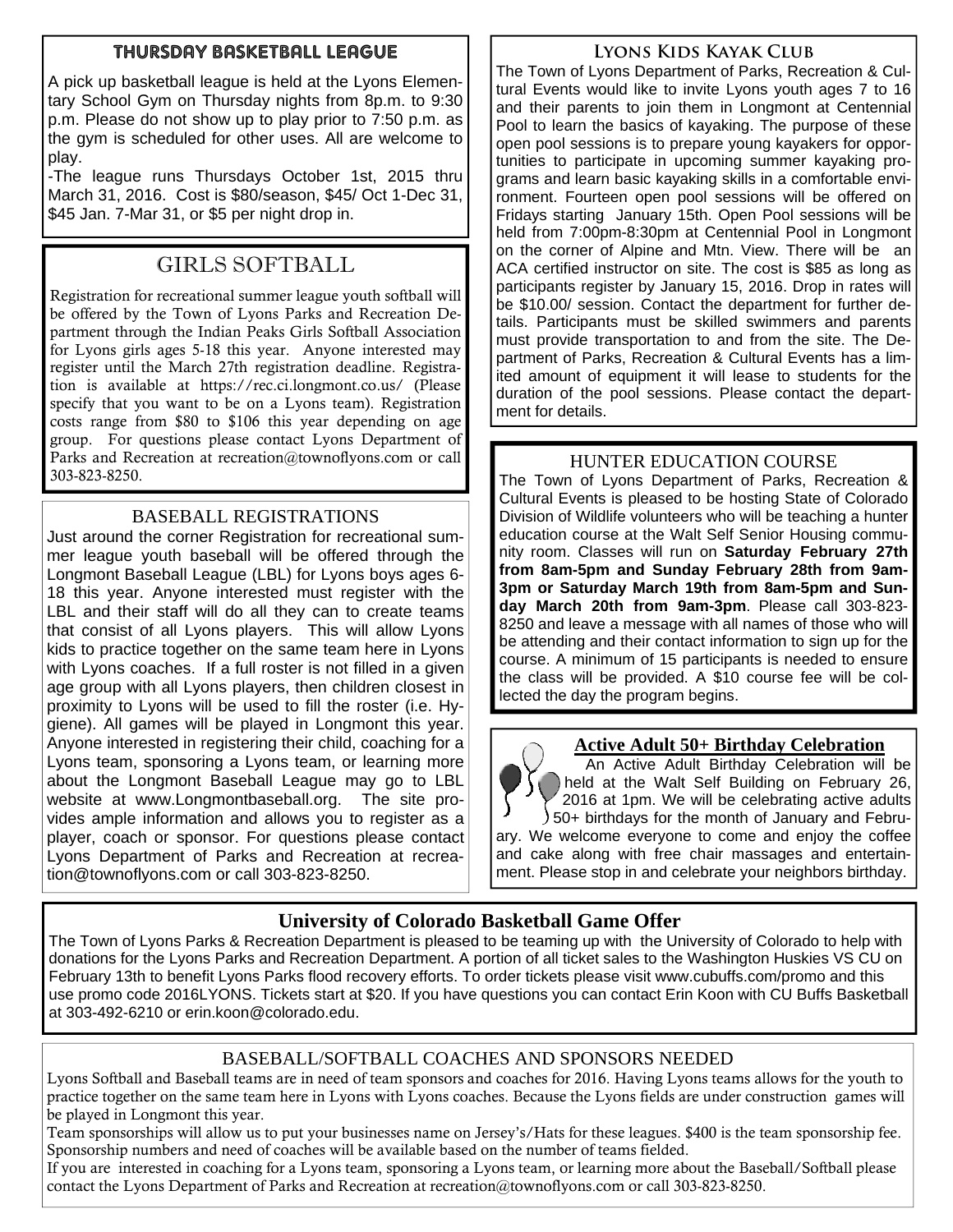## Thursday Basketball League

A pick up basketball league is held at the Lyons Elementary School Gym on Thursday nights from 8p.m. to 9:30 p.m. Please do not show up to play prior to 7:50 p.m. as the gym is scheduled for other uses. All are welcome to play.

-The league runs Thursdays October 1st, 2015 thru March 31, 2016. Cost is $80/season, $45/ Oct 1-Dec 31, $45 Jan. 7-Mar 31, or $5 per night drop in.

## GIRLS SOFTBALL

Registration for recreational summer league youth softball will be offered by the Town of Lyons Parks and Recreation Department through the Indian Peaks Girls Softball Association for Lyons girls ages 5-18 this year. Anyone interested may register until the March 27th registration deadline. Registration is available at https://rec.ci.longmont.co.us/ (Please specify that you want to be on a Lyons team). Registration costs range from $80 to $106 this year depending on age group. For questions please contact Lyons Department of Parks and Recreation at recreation@townoflyons.com or call 303-823-8250.

## BASEBALL REGISTRATIONS

Just around the corner Registration for recreational summer league youth baseball will be offered through the Longmont Baseball League (LBL) for Lyons boys ages 6-18 this year. Anyone interested must register with the LBL and their staff will do all they can to create teams that consist of all Lyons players. This will allow Lyons kids to practice together on the same team here in Lyons with Lyons coaches. If a full roster is not filled in a given age group with all Lyons players, then children closest in proximity to Lyons will be used to fill the roster (i.e. Hygiene). All games will be played in Longmont this year. Anyone interested in registering their child, coaching for a Lyons team, sponsoring a Lyons team, or learning more about the Longmont Baseball League may go to LBL website at www.Longmontbaseball.org. The site provides ample information and allows you to register as a player, coach or sponsor. For questions please contact Lyons Department of Parks and Recreation at recreation@townoflyons.com or call 303-823-8250.

## Lyons Kids Kayak Club

The Town of Lyons Department of Parks, Recreation & Cultural Events would like to invite Lyons youth ages 7 to 16 and their parents to join them in Longmont at Centennial Pool to learn the basics of kayaking. The purpose of these open pool sessions is to prepare young kayakers for opportunities to participate in upcoming summer kayaking programs and learn basic kayaking skills in a comfortable environment. Fourteen open pool sessions will be offered on Fridays starting January 15th. Open Pool sessions will be held from 7:00pm-8:30pm at Centennial Pool in Longmont on the corner of Alpine and Mtn. View. There will be an ACA certified instructor on site. The cost is $85 as long as participants register by January 15, 2016. Drop in rates will be $10.00/ session. Contact the department for further details. Participants must be skilled swimmers and parents must provide transportation to and from the site. The Department of Parks, Recreation & Cultural Events has a limited amount of equipment it will lease to students for the duration of the pool sessions. Please contact the department for details.

## HUNTER EDUCATION COURSE

The Town of Lyons Department of Parks, Recreation & Cultural Events is pleased to be hosting State of Colorado Division of Wildlife volunteers who will be teaching a hunter education course at the Walt Self Senior Housing community room. Classes will run on **Saturday February 27th from 8am-5pm and Sunday February 28th from 9am-3pm or Saturday March 19th from 8am-5pm and Sunday March 20th from 9am-3pm**. Please call 303-823-8250 and leave a message with all names of those who will be attending and their contact information to sign up for the course. A minimum of 15 participants is needed to ensure the class will be provided. A $10 course fee will be collected the day the program begins.

## Active Adult 50+ Birthday Celebration

An Active Adult Birthday Celebration will be held at the Walt Self Building on February 26, 2016 at 1pm. We will be celebrating active adults 50+ birthdays for the month of January and February. We welcome everyone to come and enjoy the coffee and cake along with free chair massages and entertainment. Please stop in and celebrate your neighbors birthday.

## University of Colorado Basketball Game Offer

The Town of Lyons Parks & Recreation Department is pleased to be teaming up with the University of Colorado to help with donations for the Lyons Parks and Recreation Department. A portion of all ticket sales to the Washington Huskies VS CU on February 13th to benefit Lyons Parks flood recovery efforts. To order tickets please visit www.cubuffs.com/promo and this use promo code 2016LYONS. Tickets start at $20. If you have questions you can contact Erin Koon with CU Buffs Basketball at 303-492-6210 or erin.koon@colorado.edu.

## BASEBALL/SOFTBALL COACHES AND SPONSORS NEEDED

Lyons Softball and Baseball teams are in need of team sponsors and coaches for 2016. Having Lyons teams allows for the youth to practice together on the same team here in Lyons with Lyons coaches. Because the Lyons fields are under construction games will be played in Longmont this year.

Team sponsorships will allow us to put your businesses name on Jersey's/Hats for these leagues. $400 is the team sponsorship fee. Sponsorship numbers and need of coaches will be available based on the number of teams fielded.

If you are interested in coaching for a Lyons team, sponsoring a Lyons team, or learning more about the Baseball/Softball please contact the Lyons Department of Parks and Recreation at recreation@townoflyons.com or call 303-823-8250.